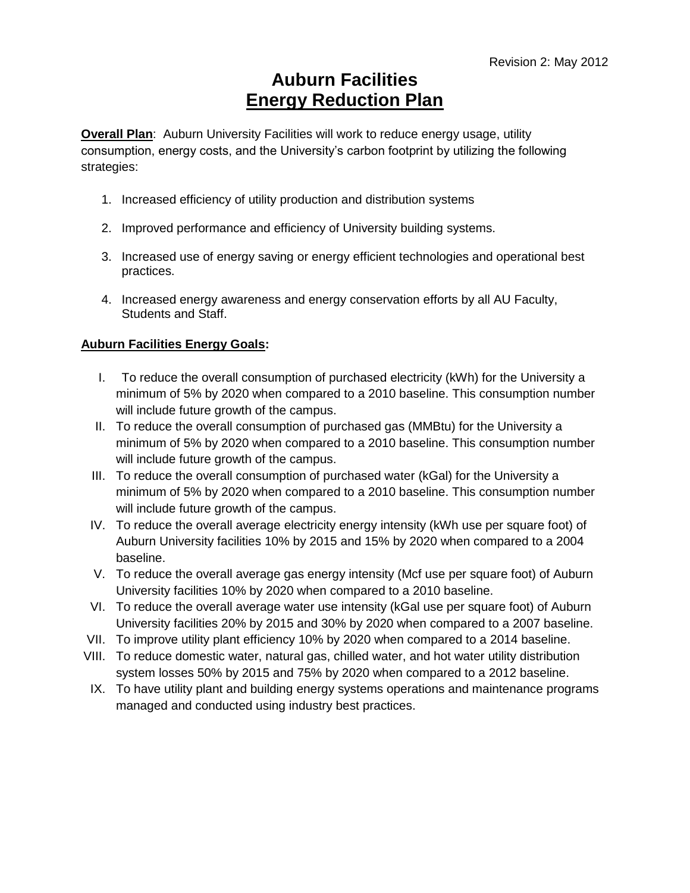Revision 2: May 2012

# Auburn Facilities
# Energy Reduction Plan

**Overall Plan**: Auburn University Facilities will work to reduce energy usage, utility consumption, energy costs, and the University's carbon footprint by utilizing the following strategies:

1. Increased efficiency of utility production and distribution systems
2. Improved performance and efficiency of University building systems.
3. Increased use of energy saving or energy efficient technologies and operational best practices.
4. Increased energy awareness and energy conservation efforts by all AU Faculty, Students and Staff.

**Auburn Facilities Energy Goals:**

I. To reduce the overall consumption of purchased electricity (kWh) for the University a minimum of 5% by 2020 when compared to a 2010 baseline. This consumption number will include future growth of the campus.

II. To reduce the overall consumption of purchased gas (MMBtu) for the University a minimum of 5% by 2020 when compared to a 2010 baseline. This consumption number will include future growth of the campus.

III. To reduce the overall consumption of purchased water (kGal) for the University a minimum of 5% by 2020 when compared to a 2010 baseline. This consumption number will include future growth of the campus.

IV. To reduce the overall average electricity energy intensity (kWh use per square foot) of Auburn University facilities 10% by 2015 and 15% by 2020 when compared to a 2004 baseline.

V. To reduce the overall average gas energy intensity (Mcf use per square foot) of Auburn University facilities 10% by 2020 when compared to a 2010 baseline.

VI. To reduce the overall average water use intensity (kGal use per square foot) of Auburn University facilities 20% by 2015 and 30% by 2020 when compared to a 2007 baseline.

VII. To improve utility plant efficiency 10% by 2020 when compared to a 2014 baseline.

VIII. To reduce domestic water, natural gas, chilled water, and hot water utility distribution system losses 50% by 2015 and 75% by 2020 when compared to a 2012 baseline.

IX. To have utility plant and building energy systems operations and maintenance programs managed and conducted using industry best practices.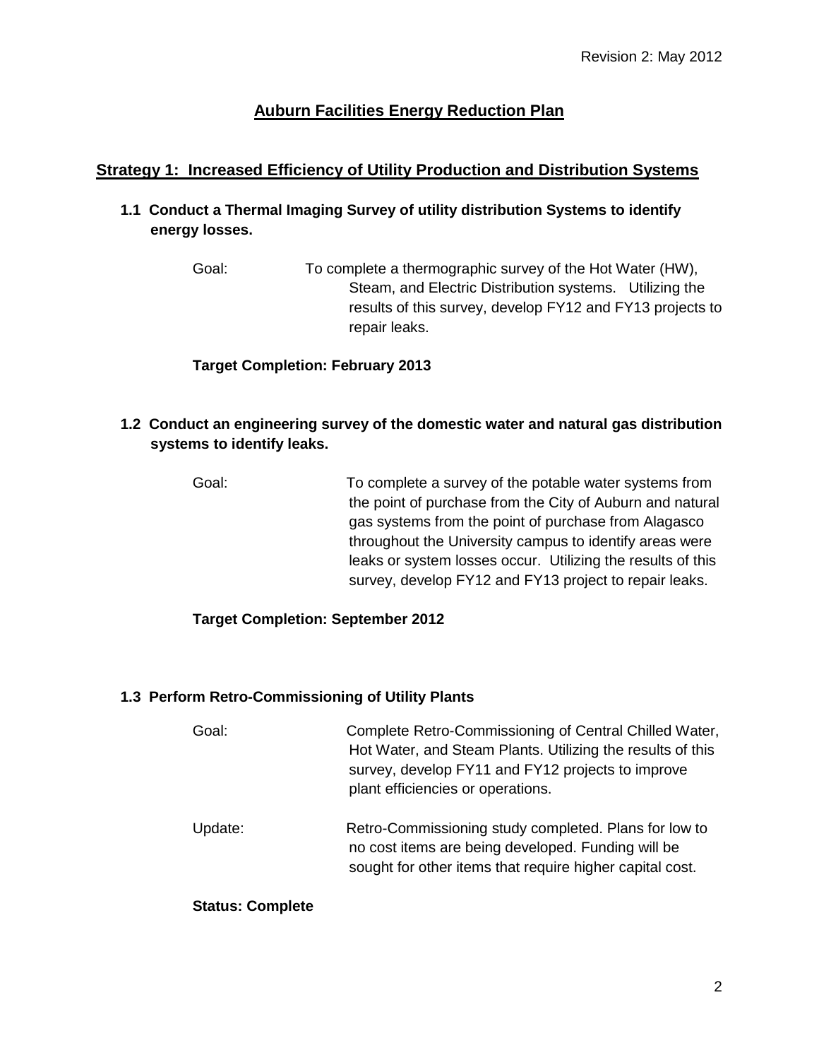# Auburn Facilities Energy Reduction Plan

## Strategy 1: Increased Efficiency of Utility Production and Distribution Systems

### 1.1 Conduct a Thermal Imaging Survey of utility distribution Systems to identify energy losses.

Goal: To complete a thermographic survey of the Hot Water (HW), Steam, and Electric Distribution systems. Utilizing the results of this survey, develop FY12 and FY13 projects to repair leaks.

**Target Completion: February 2013**

### 1.2 Conduct an engineering survey of the domestic water and natural gas distribution systems to identify leaks.

Goal: To complete a survey of the potable water systems from the point of purchase from the City of Auburn and natural gas systems from the point of purchase from Alagasco throughout the University campus to identify areas were leaks or system losses occur. Utilizing the results of this survey, develop FY12 and FY13 project to repair leaks.

**Target Completion: September 2012**

### 1.3 Perform Retro-Commissioning of Utility Plants

Goal: Complete Retro-Commissioning of Central Chilled Water, Hot Water, and Steam Plants. Utilizing the results of this survey, develop FY11 and FY12 projects to improve plant efficiencies or operations.

Update: Retro-Commissioning study completed. Plans for low to no cost items are being developed. Funding will be sought for other items that require higher capital cost.

**Status: Complete**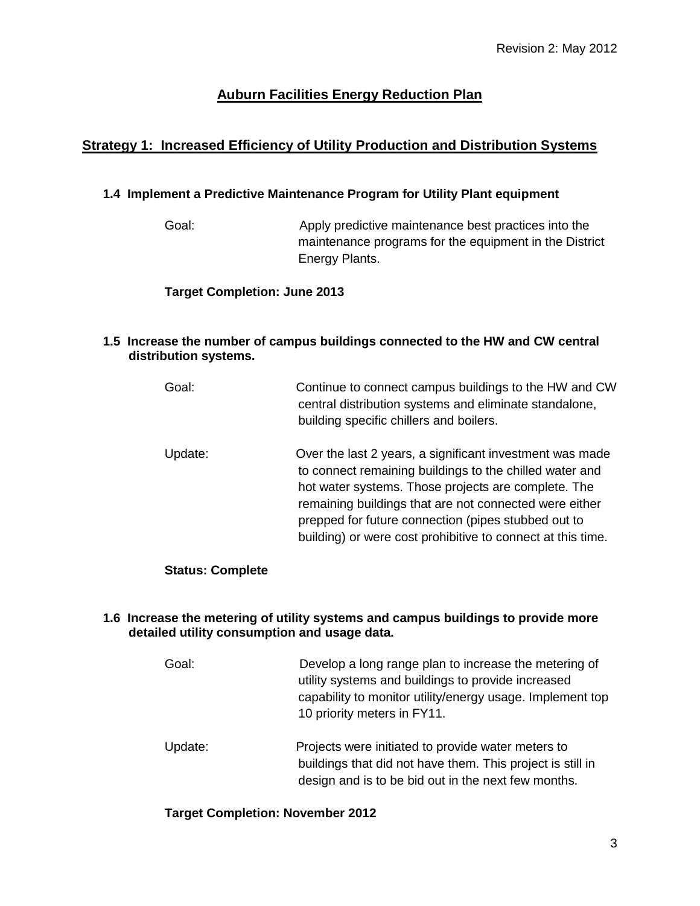# Auburn Facilities Energy Reduction Plan

## Strategy 1: Increased Efficiency of Utility Production and Distribution Systems

### 1.4 Implement a Predictive Maintenance Program for Utility Plant equipment

Goal: Apply predictive maintenance best practices into the maintenance programs for the equipment in the District Energy Plants.

**Target Completion: June 2013**

### 1.5 Increase the number of campus buildings connected to the HW and CW central distribution systems.

Goal: Continue to connect campus buildings to the HW and CW central distribution systems and eliminate standalone, building specific chillers and boilers.

Update: Over the last 2 years, a significant investment was made to connect remaining buildings to the chilled water and hot water systems. Those projects are complete. The remaining buildings that are not connected were either prepped for future connection (pipes stubbed out to building) or were cost prohibitive to connect at this time.

**Status: Complete**

### 1.6 Increase the metering of utility systems and campus buildings to provide more detailed utility consumption and usage data.

Goal: Develop a long range plan to increase the metering of utility systems and buildings to provide increased capability to monitor utility/energy usage. Implement top 10 priority meters in FY11.

Update: Projects were initiated to provide water meters to buildings that did not have them. This project is still in design and is to be bid out in the next few months.

**Target Completion: November 2012**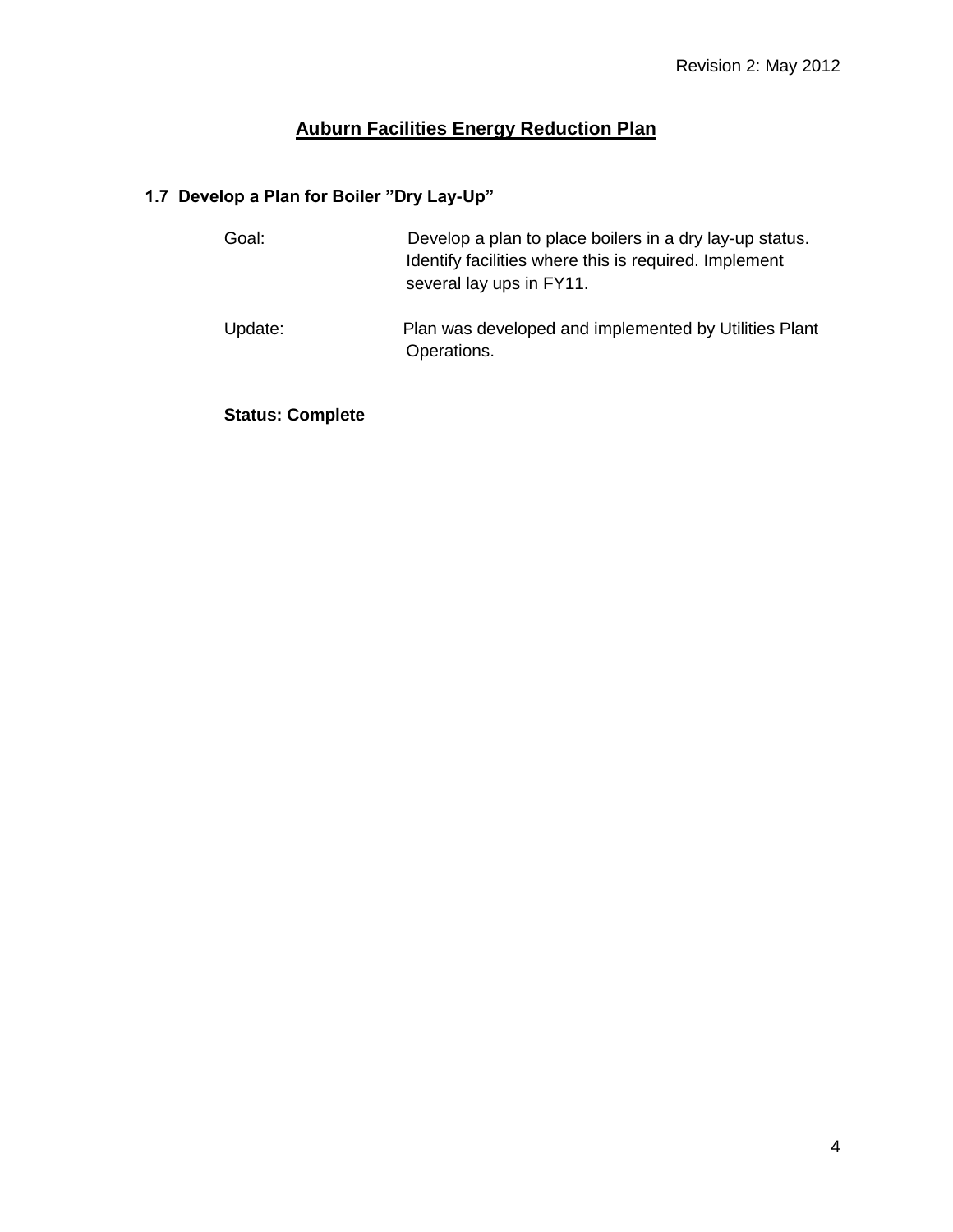## Auburn Facilities Energy Reduction Plan

### 1.7 Develop a Plan for Boiler "Dry Lay-Up"

Goal: Develop a plan to place boilers in a dry lay-up status. Identify facilities where this is required. Implement several lay ups in FY11.

Update: Plan was developed and implemented by Utilities Plant Operations.

**Status: Complete**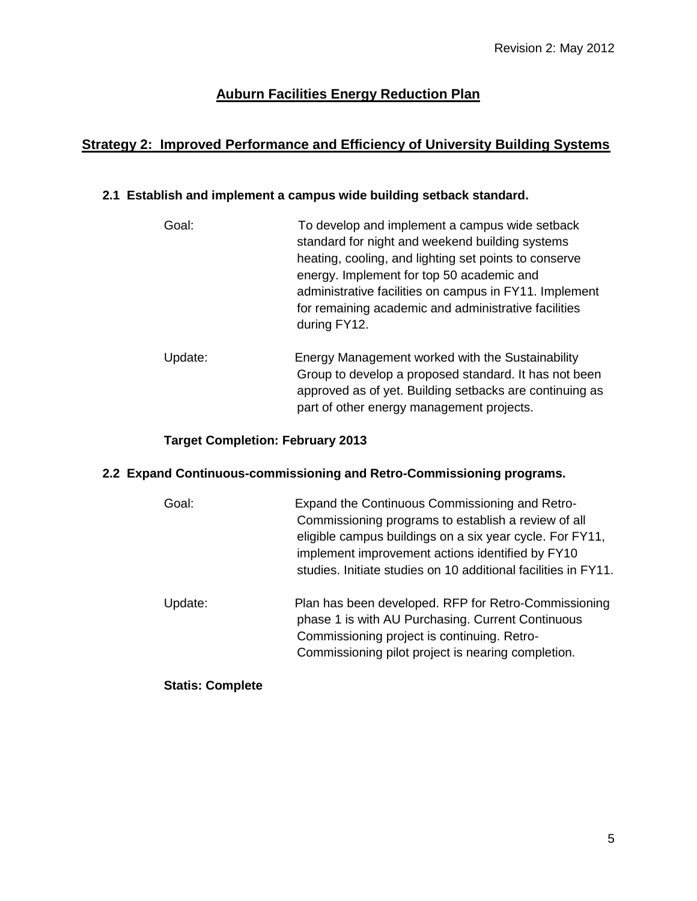# Auburn Facilities Energy Reduction Plan

## Strategy 2: Improved Performance and Efficiency of University Building Systems

### 2.1 Establish and implement a campus wide building setback standard.

Goal: To develop and implement a campus wide setback standard for night and weekend building systems heating, cooling, and lighting set points to conserve energy. Implement for top 50 academic and administrative facilities on campus in FY11. Implement for remaining academic and administrative facilities during FY12.

Update: Energy Management worked with the Sustainability Group to develop a proposed standard. It has not been approved as of yet. Building setbacks are continuing as part of other energy management projects.

**Target Completion: February 2013**

### 2.2 Expand Continuous-commissioning and Retro-Commissioning programs.

Goal: Expand the Continuous Commissioning and Retro-Commissioning programs to establish a review of all eligible campus buildings on a six year cycle. For FY11, implement improvement actions identified by FY10 studies. Initiate studies on 10 additional facilities in FY11.

Update: Plan has been developed. RFP for Retro-Commissioning phase 1 is with AU Purchasing. Current Continuous Commissioning project is continuing. Retro-Commissioning pilot project is nearing completion.

**Statis: Complete**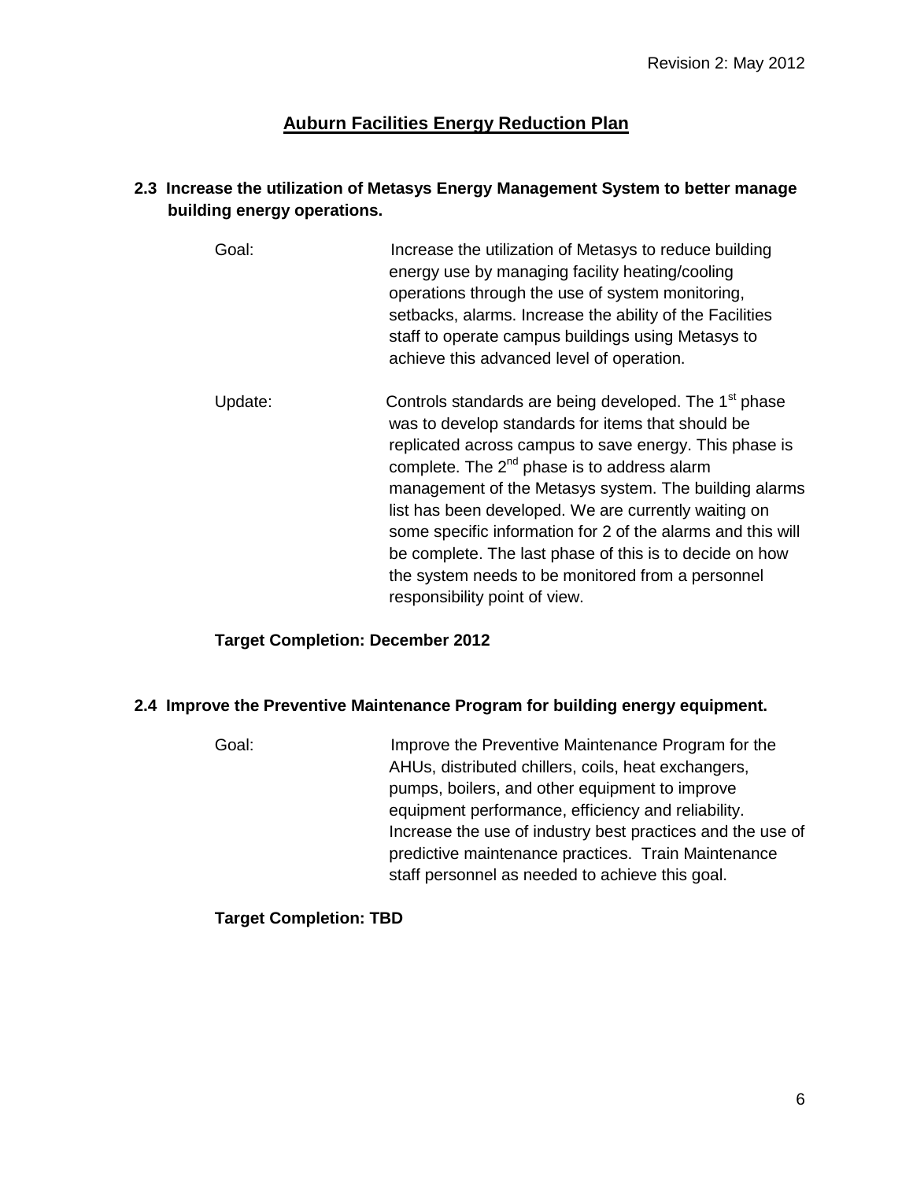# Auburn Facilities Energy Reduction Plan

### 2.3 Increase the utilization of Metasys Energy Management System to better manage building energy operations.

Goal: Increase the utilization of Metasys to reduce building energy use by managing facility heating/cooling operations through the use of system monitoring, setbacks, alarms. Increase the ability of the Facilities staff to operate campus buildings using Metasys to achieve this advanced level of operation.

Update: Controls standards are being developed. The 1st phase was to develop standards for items that should be replicated across campus to save energy. This phase is complete. The 2nd phase is to address alarm management of the Metasys system. The building alarms list has been developed. We are currently waiting on some specific information for 2 of the alarms and this will be complete. The last phase of this is to decide on how the system needs to be monitored from a personnel responsibility point of view.

**Target Completion: December 2012**

### 2.4 Improve the Preventive Maintenance Program for building energy equipment.

Goal: Improve the Preventive Maintenance Program for the AHUs, distributed chillers, coils, heat exchangers, pumps, boilers, and other equipment to improve equipment performance, efficiency and reliability. Increase the use of industry best practices and the use of predictive maintenance practices. Train Maintenance staff personnel as needed to achieve this goal.

**Target Completion: TBD**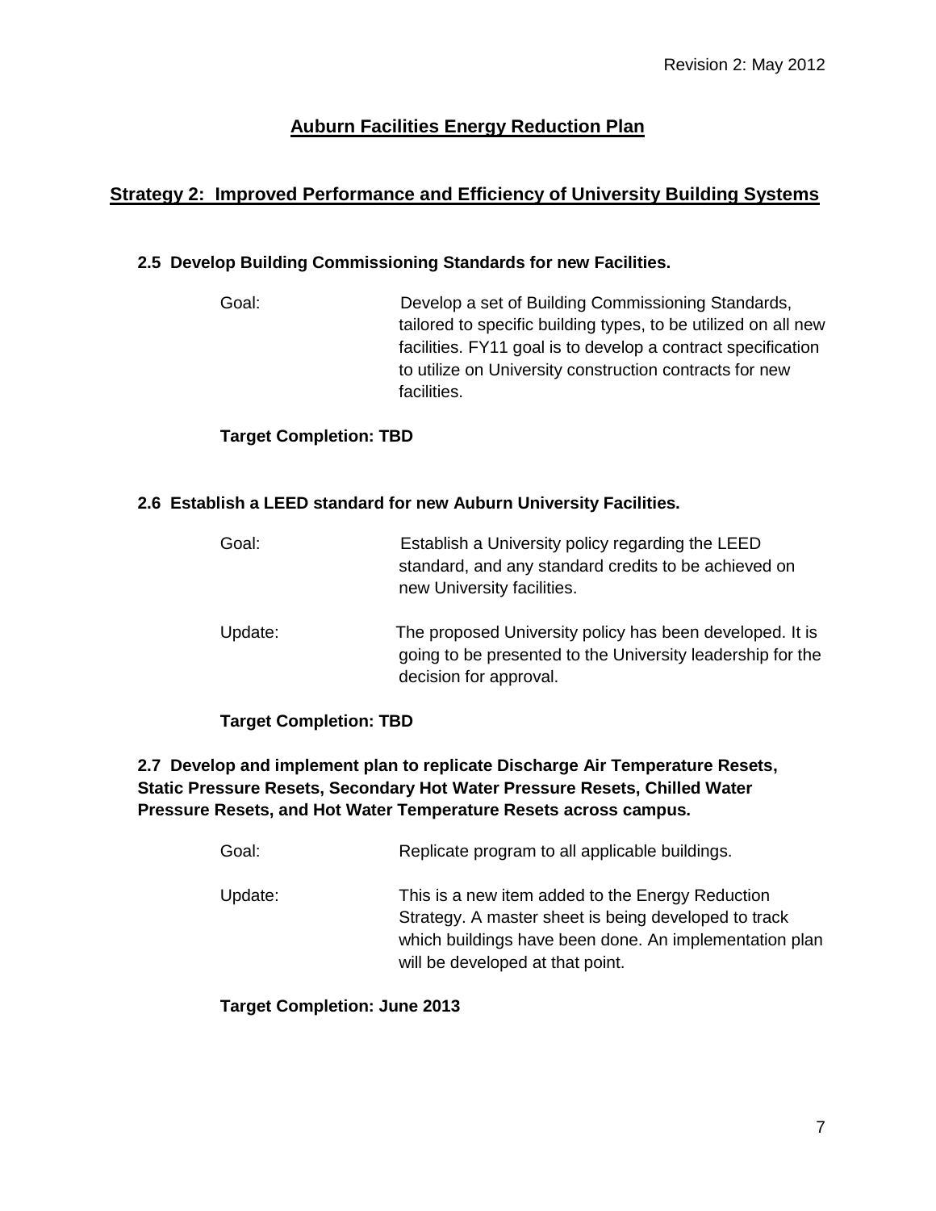# Auburn Facilities Energy Reduction Plan

## Strategy 2: Improved Performance and Efficiency of University Building Systems

### 2.5 Develop Building Commissioning Standards for new Facilities.

Goal: Develop a set of Building Commissioning Standards, tailored to specific building types, to be utilized on all new facilities. FY11 goal is to develop a contract specification to utilize on University construction contracts for new facilities.

**Target Completion: TBD**

### 2.6 Establish a LEED standard for new Auburn University Facilities.

Goal: Establish a University policy regarding the LEED standard, and any standard credits to be achieved on new University facilities.

Update: The proposed University policy has been developed. It is going to be presented to the University leadership for the decision for approval.

**Target Completion: TBD**

### 2.7 Develop and implement plan to replicate Discharge Air Temperature Resets, Static Pressure Resets, Secondary Hot Water Pressure Resets, Chilled Water Pressure Resets, and Hot Water Temperature Resets across campus.

Goal: Replicate program to all applicable buildings.

Update: This is a new item added to the Energy Reduction Strategy. A master sheet is being developed to track which buildings have been done. An implementation plan will be developed at that point.

**Target Completion: June 2013**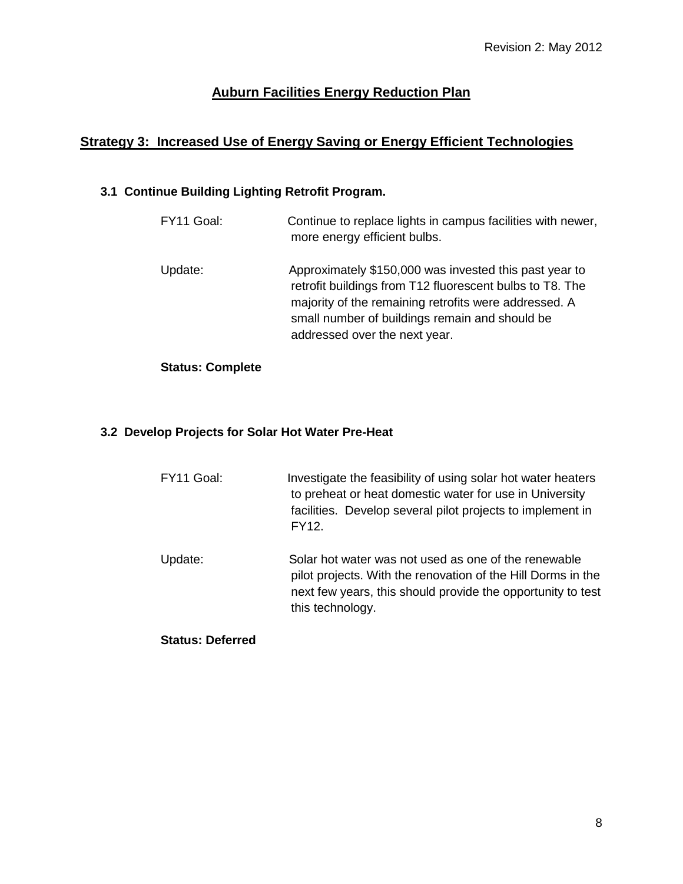Revision 2: May 2012

# Auburn Facilities Energy Reduction Plan

## Strategy 3: Increased Use of Energy Saving or Energy Efficient Technologies

### 3.1 Continue Building Lighting Retrofit Program.

FY11 Goal: Continue to replace lights in campus facilities with newer, more energy efficient bulbs.

Update: Approximately $150,000 was invested this past year to retrofit buildings from T12 fluorescent bulbs to T8. The majority of the remaining retrofits were addressed. A small number of buildings remain and should be addressed over the next year.

**Status: Complete**

### 3.2 Develop Projects for Solar Hot Water Pre-Heat

FY11 Goal: Investigate the feasibility of using solar hot water heaters to preheat or heat domestic water for use in University facilities. Develop several pilot projects to implement in FY12.

Update: Solar hot water was not used as one of the renewable pilot projects. With the renovation of the Hill Dorms in the next few years, this should provide the opportunity to test this technology.

**Status: Deferred**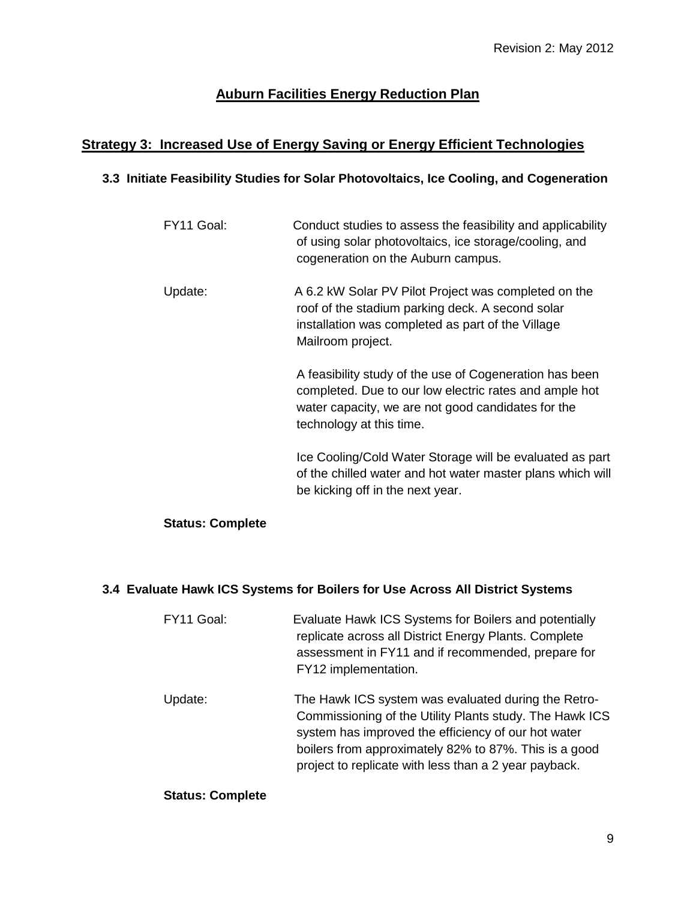# Auburn Facilities Energy Reduction Plan

## Strategy 3: Increased Use of Energy Saving or Energy Efficient Technologies

### 3.3 Initiate Feasibility Studies for Solar Photovoltaics, Ice Cooling, and Cogeneration

FY11 Goal: Conduct studies to assess the feasibility and applicability of using solar photovoltaics, ice storage/cooling, and cogeneration on the Auburn campus.

Update: A 6.2 kW Solar PV Pilot Project was completed on the roof of the stadium parking deck. A second solar installation was completed as part of the Village Mailroom project.

A feasibility study of the use of Cogeneration has been completed. Due to our low electric rates and ample hot water capacity, we are not good candidates for the technology at this time.

Ice Cooling/Cold Water Storage will be evaluated as part of the chilled water and hot water master plans which will be kicking off in the next year.

**Status: Complete**

### 3.4 Evaluate Hawk ICS Systems for Boilers for Use Across All District Systems

FY11 Goal: Evaluate Hawk ICS Systems for Boilers and potentially replicate across all District Energy Plants. Complete assessment in FY11 and if recommended, prepare for FY12 implementation.

Update: The Hawk ICS system was evaluated during the Retro-Commissioning of the Utility Plants study. The Hawk ICS system has improved the efficiency of our hot water boilers from approximately 82% to 87%. This is a good project to replicate with less than a 2 year payback.

**Status: Complete**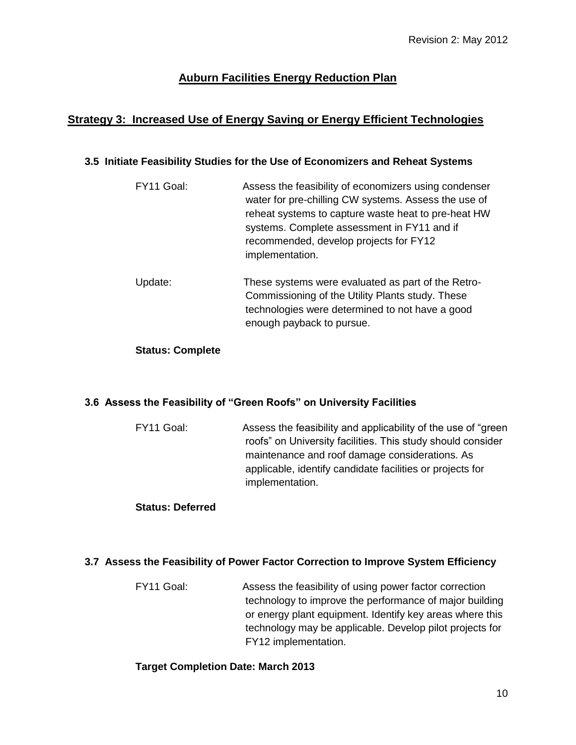# Auburn Facilities Energy Reduction Plan

## Strategy 3: Increased Use of Energy Saving or Energy Efficient Technologies

### 3.5 Initiate Feasibility Studies for the Use of Economizers and Reheat Systems

FY11 Goal: Assess the feasibility of economizers using condenser water for pre-chilling CW systems. Assess the use of reheat systems to capture waste heat to pre-heat HW systems. Complete assessment in FY11 and if recommended, develop projects for FY12 implementation.

Update: These systems were evaluated as part of the Retro-Commissioning of the Utility Plants study. These technologies were determined to not have a good enough payback to pursue.

**Status: Complete**

### 3.6 Assess the Feasibility of "Green Roofs" on University Facilities

FY11 Goal: Assess the feasibility and applicability of the use of "green roofs" on University facilities. This study should consider maintenance and roof damage considerations. As applicable, identify candidate facilities or projects for implementation.

**Status: Deferred**

### 3.7 Assess the Feasibility of Power Factor Correction to Improve System Efficiency

FY11 Goal: Assess the feasibility of using power factor correction technology to improve the performance of major building or energy plant equipment. Identify key areas where this technology may be applicable. Develop pilot projects for FY12 implementation.

**Target Completion Date: March 2013**